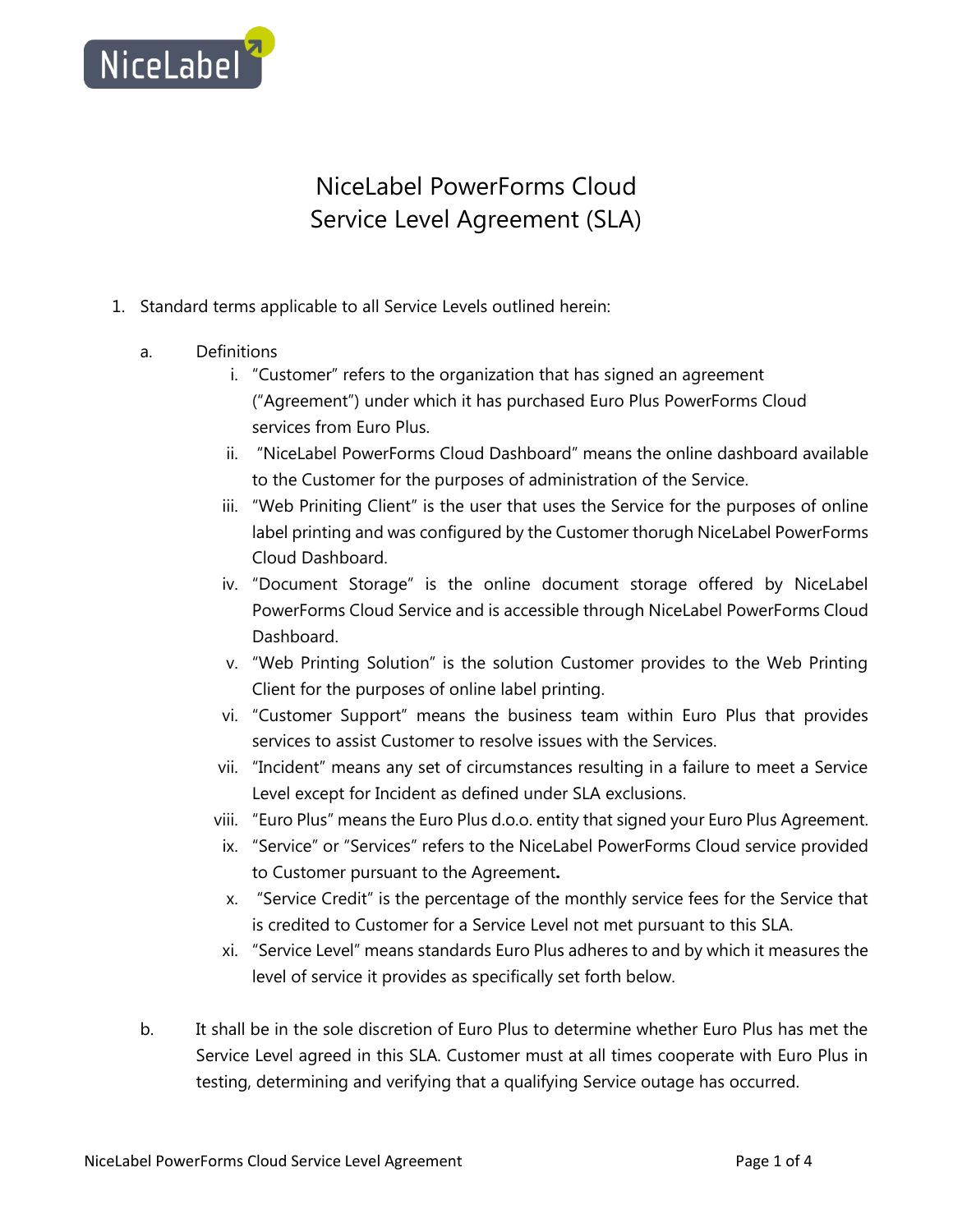# NiceLabel PowerForms Cloud Service Level Agreement (SLA)

1. Standard terms applicable to all Service Levels outlined herein:

   a. Definitions

      i. "Customer" refers to the organization that has signed an agreement ("Agreement") under which it has purchased Euro Plus PowerForms Cloud services from Euro Plus.

      ii. "NiceLabel PowerForms Cloud Dashboard" means the online dashboard available to the Customer for the purposes of administration of the Service.

      iii. "Web Priniting Client" is the user that uses the Service for the purposes of online label printing and was configured by the Customer thorugh NiceLabel PowerForms Cloud Dashboard.

      iv. "Document Storage" is the online document storage offered by NiceLabel PowerForms Cloud Service and is accessible through NiceLabel PowerForms Cloud Dashboard.

      v. "Web Printing Solution" is the solution Customer provides to the Web Printing Client for the purposes of online label printing.

      vi. "Customer Support" means the business team within Euro Plus that provides services to assist Customer to resolve issues with the Services.

      vii. "Incident" means any set of circumstances resulting in a failure to meet a Service Level except for Incident as defined under SLA exclusions.

      viii. "Euro Plus" means the Euro Plus d.o.o. entity that signed your Euro Plus Agreement.

      ix. "Service" or "Services" refers to the NiceLabel PowerForms Cloud service provided to Customer pursuant to the Agreement**.**

      x. "Service Credit" is the percentage of the monthly service fees for the Service that is credited to Customer for a Service Level not met pursuant to this SLA.

      xi. "Service Level" means standards Euro Plus adheres to and by which it measures the level of service it provides as specifically set forth below.

   b. It shall be in the sole discretion of Euro Plus to determine whether Euro Plus has met the Service Level agreed in this SLA. Customer must at all times cooperate with Euro Plus in testing, determining and verifying that a qualifying Service outage has occurred.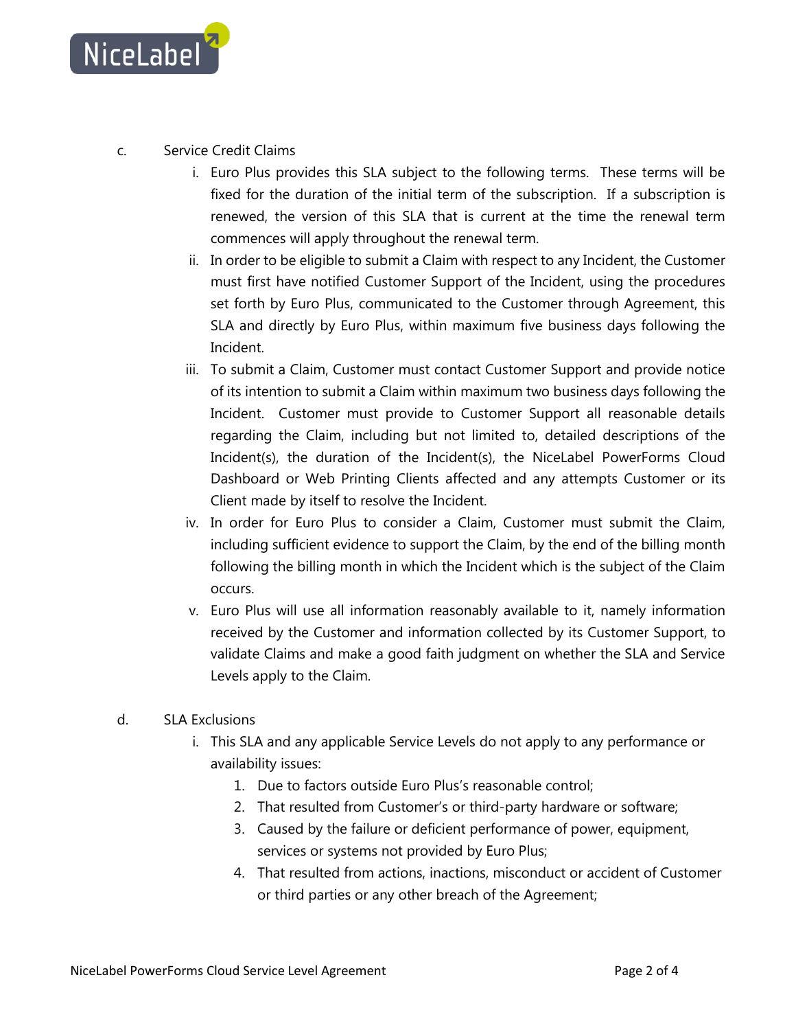c. Service Credit Claims

i. Euro Plus provides this SLA subject to the following terms. These terms will be fixed for the duration of the initial term of the subscription. If a subscription is renewed, the version of this SLA that is current at the time the renewal term commences will apply throughout the renewal term.

ii. In order to be eligible to submit a Claim with respect to any Incident, the Customer must first have notified Customer Support of the Incident, using the procedures set forth by Euro Plus, communicated to the Customer through Agreement, this SLA and directly by Euro Plus, within maximum five business days following the Incident.

iii. To submit a Claim, Customer must contact Customer Support and provide notice of its intention to submit a Claim within maximum two business days following the Incident. Customer must provide to Customer Support all reasonable details regarding the Claim, including but not limited to, detailed descriptions of the Incident(s), the duration of the Incident(s), the NiceLabel PowerForms Cloud Dashboard or Web Printing Clients affected and any attempts Customer or its Client made by itself to resolve the Incident.

iv. In order for Euro Plus to consider a Claim, Customer must submit the Claim, including sufficient evidence to support the Claim, by the end of the billing month following the billing month in which the Incident which is the subject of the Claim occurs.

v. Euro Plus will use all information reasonably available to it, namely information received by the Customer and information collected by its Customer Support, to validate Claims and make a good faith judgment on whether the SLA and Service Levels apply to the Claim.

d. SLA Exclusions

i. This SLA and any applicable Service Levels do not apply to any performance or availability issues:

1. Due to factors outside Euro Plus's reasonable control;
2. That resulted from Customer's or third-party hardware or software;
3. Caused by the failure or deficient performance of power, equipment, services or systems not provided by Euro Plus;
4. That resulted from actions, inactions, misconduct or accident of Customer or third parties or any other breach of the Agreement;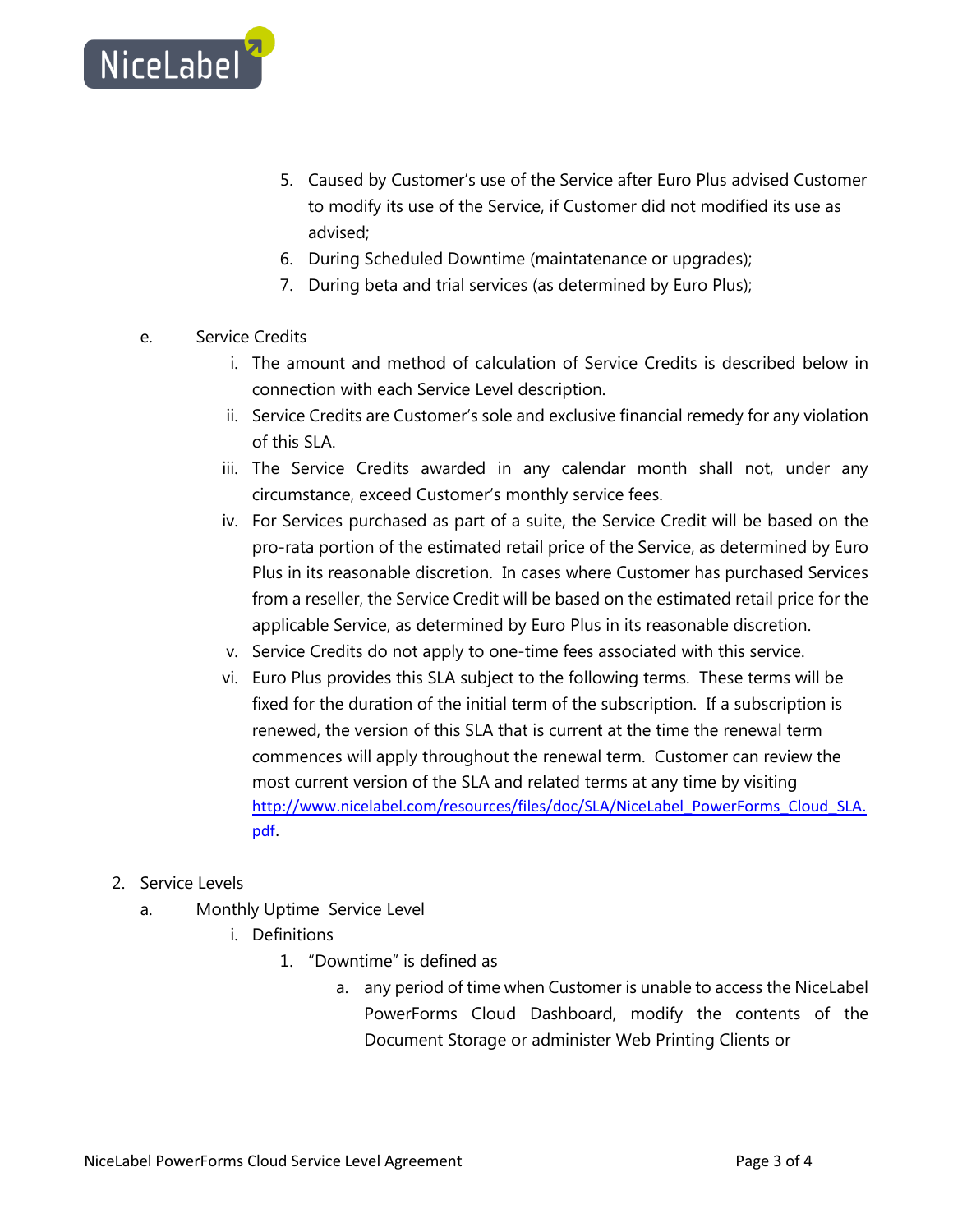5. Caused by Customer's use of the Service after Euro Plus advised Customer to modify its use of the Service, if Customer did not modified its use as advised;
6. During Scheduled Downtime (maintatenance or upgrades);
7. During beta and trial services (as determined by Euro Plus);

e. Service Credits

i. The amount and method of calculation of Service Credits is described below in connection with each Service Level description.

ii. Service Credits are Customer's sole and exclusive financial remedy for any violation of this SLA.

iii. The Service Credits awarded in any calendar month shall not, under any circumstance, exceed Customer's monthly service fees.

iv. For Services purchased as part of a suite, the Service Credit will be based on the pro-rata portion of the estimated retail price of the Service, as determined by Euro Plus in its reasonable discretion. In cases where Customer has purchased Services from a reseller, the Service Credit will be based on the estimated retail price for the applicable Service, as determined by Euro Plus in its reasonable discretion.

v. Service Credits do not apply to one-time fees associated with this service.

vi. Euro Plus provides this SLA subject to the following terms. These terms will be fixed for the duration of the initial term of the subscription. If a subscription is renewed, the version of this SLA that is current at the time the renewal term commences will apply throughout the renewal term. Customer can review the most current version of the SLA and related terms at any time by visiting [http://www.nicelabel.com/resources/files/doc/SLA/NiceLabel_PowerForms_Cloud_SLA.pdf](http://www.nicelabel.com/resources/files/doc/SLA/NiceLabel_PowerForms_Cloud_SLA.pdf).

2. Service Levels

a. Monthly Uptime Service Level

i. Definitions

1. "Downtime" is defined as

a. any period of time when Customer is unable to access the NiceLabel PowerForms Cloud Dashboard, modify the contents of the Document Storage or administer Web Printing Clients or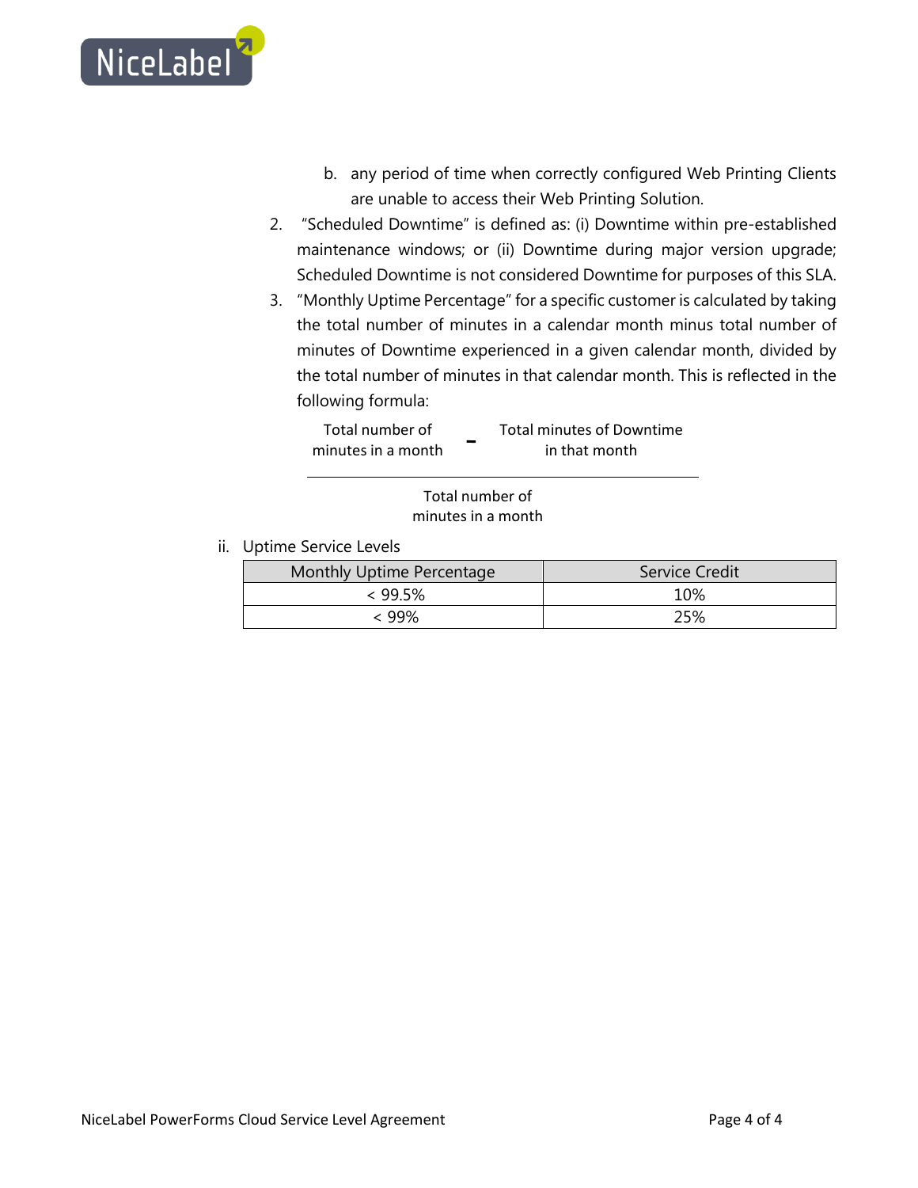b. any period of time when correctly configured Web Printing Clients are unable to access their Web Printing Solution.

2. "Scheduled Downtime" is defined as: (i) Downtime within pre-established maintenance windows; or (ii) Downtime during major version upgrade; Scheduled Downtime is not considered Downtime for purposes of this SLA.
3. "Monthly Uptime Percentage" for a specific customer is calculated by taking the total number of minutes in a calendar month minus total number of minutes of Downtime experienced in a given calendar month, divided by the total number of minutes in that calendar month. This is reflected in the following formula:

$$\frac{\text{Total number of minutes in a month} - \text{Total minutes of Downtime in that month}}{\text{Total number of minutes in a month}}$$

ii. Uptime Service Levels

| Monthly Uptime Percentage | Service Credit |
|---|---|
| < 99.5% | 10% |
| < 99% | 25% |